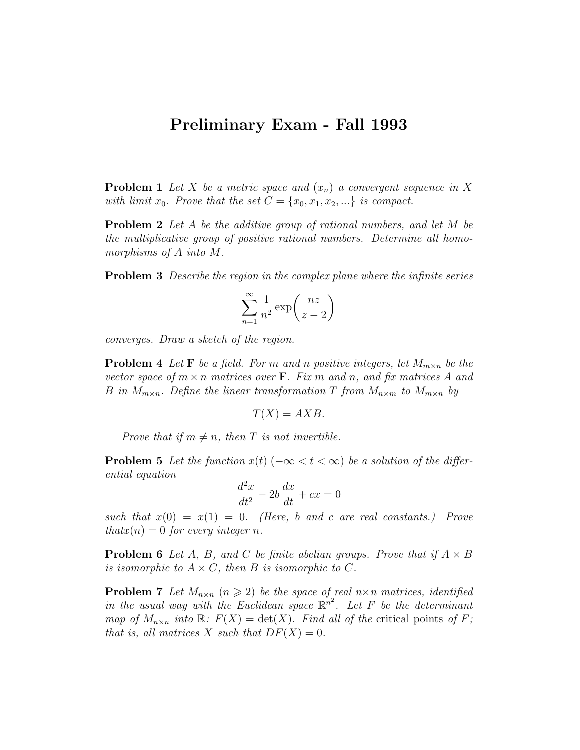# Preliminary Exam - Fall 1993

**Problem 1** *Let $X$ be a metric space and $(x_n)$ a convergent sequence in $X$ with limit $x_0$. Prove that the set $C = \{x_0, x_1, x_2, ...\}$ is compact.*

**Problem 2** *Let $A$ be the additive group of rational numbers, and let $M$ be the multiplicative group of positive rational numbers. Determine all homomorphisms of $A$ into $M$.*

**Problem 3** *Describe the region in the complex plane where the infinite series*

$$\sum_{n=1}^{\infty} \frac{1}{n^2} \exp\left(\frac{nz}{z-2}\right)$$

*converges. Draw a sketch of the region.*

**Problem 4** *Let $\mathbf{F}$ be a field. For $m$ and $n$ positive integers, let $M_{m\times n}$ be the vector space of $m \times n$ matrices over $\mathbf{F}$. Fix $m$ and $n$, and fix matrices $A$ and $B$ in $M_{m\times n}$. Define the linear transformation $T$ from $M_{n\times m}$ to $M_{m\times n}$ by*

$$T(X) = AXB.$$

*Prove that if $m \neq n$, then $T$ is not invertible.*

**Problem 5** *Let the function $x(t)$ $(-\infty < t < \infty)$ be a solution of the differential equation*

$$\frac{d^2x}{dt^2} - 2b\,\frac{dx}{dt} + cx = 0$$

*such that $x(0) = x(1) = 0$. (Here, $b$ and $c$ are real constants.) Prove that$x(n) = 0$ for every integer $n$.*

**Problem 6** *Let $A$, $B$, and $C$ be finite abelian groups. Prove that if $A \times B$ is isomorphic to $A \times C$, then $B$ is isomorphic to $C$.*

**Problem 7** *Let $M_{n\times n}$ $(n \geqslant 2)$ be the space of real $n\times n$ matrices, identified in the usual way with the Euclidean space $\mathbb{R}^{n^2}$. Let $F$ be the determinant map of $M_{n\times n}$ into $\mathbb{R}$: $F(X) = \det(X)$. Find all of the* critical points *of $F$; that is, all matrices $X$ such that $DF(X) = 0$.*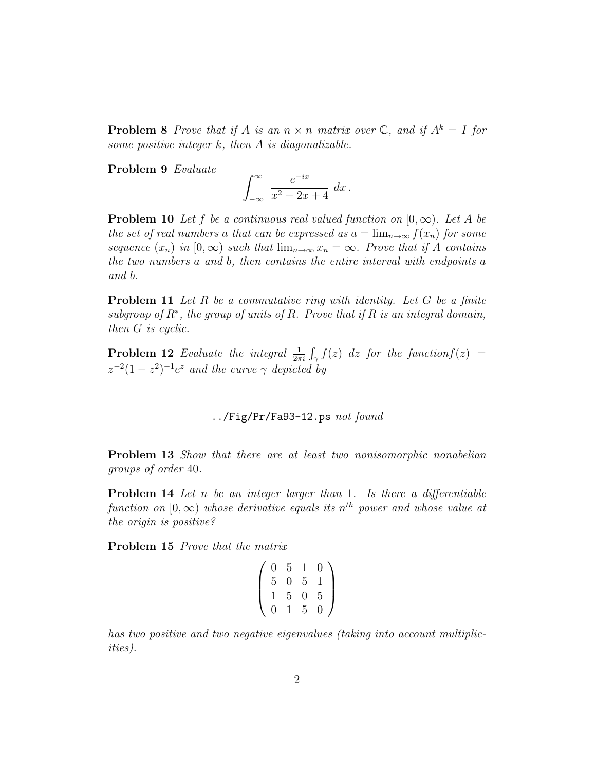**Problem 8** *Prove that if $A$ is an $n \times n$ matrix over $\mathbb{C}$, and if $A^k = I$ for some positive integer $k$, then $A$ is diagonalizable.*

**Problem 9** *Evaluate*

$$\int_{-\infty}^{\infty} \frac{e^{-ix}}{x^2 - 2x + 4} \, dx \, .$$

**Problem 10** *Let $f$ be a continuous real valued function on $[0, \infty)$. Let $A$ be the set of real numbers $a$ that can be expressed as $a = \lim_{n\to\infty} f(x_n)$ for some sequence $(x_n)$ in $[0, \infty)$ such that $\lim_{n\to\infty} x_n = \infty$. Prove that if $A$ contains the two numbers $a$ and $b$, then contains the entire interval with endpoints $a$ and $b$.*

**Problem 11** *Let $R$ be a commutative ring with identity. Let $G$ be a finite subgroup of $R^*$, the group of units of $R$. Prove that if $R$ is an integral domain, then $G$ is cyclic.*

**Problem 12** *Evaluate the integral $\frac{1}{2\pi i}\int_\gamma f(z)\ dz$ for the functionf$(z) = z^{-2}(1 - z^2)^{-1}e^z$ and the curve $\gamma$ depicted by*

../Fig/Pr/Fa93-12.ps *not found*

**Problem 13** *Show that there are at least two nonisomorphic nonabelian groups of order 40.*

**Problem 14** *Let $n$ be an integer larger than 1. Is there a differentiable function on $[0, \infty)$ whose derivative equals its $n^{th}$ power and whose value at the origin is positive?*

**Problem 15** *Prove that the matrix*

$$\begin{pmatrix} 0 & 5 & 1 & 0 \\ 5 & 0 & 5 & 1 \\ 1 & 5 & 0 & 5 \\ 0 & 1 & 5 & 0 \end{pmatrix}$$

*has two positive and two negative eigenvalues (taking into account multiplicities).*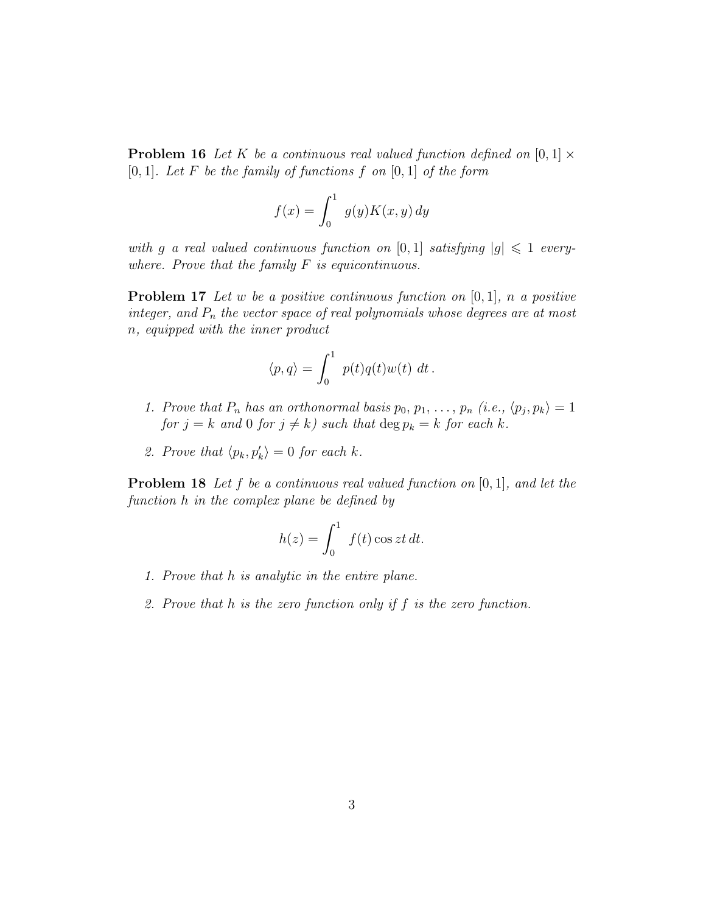**Problem 16** *Let $K$ be a continuous real valued function defined on $[0,1] \times [0,1]$. Let $F$ be the family of functions $f$ on $[0,1]$ of the form*

$$f(x) = \int_0^1 g(y) K(x,y)\, dy$$

*with $g$ a real valued continuous function on $[0,1]$ satisfying $|g| \leqslant 1$ everywhere. Prove that the family $F$ is equicontinuous.*

**Problem 17** *Let $w$ be a positive continuous function on $[0,1]$, $n$ a positive integer, and $P_n$ the vector space of real polynomials whose degrees are at most $n$, equipped with the inner product*

$$\langle p, q \rangle = \int_0^1 p(t) q(t) w(t)\, dt\,.$$

1. *Prove that $P_n$ has an orthonormal basis $p_0, p_1, \ldots, p_n$ (i.e., $\langle p_j, p_k \rangle = 1$ for $j = k$ and $0$ for $j \neq k$) such that $\deg p_k = k$ for each $k$.*

2. *Prove that $\langle p_k, p_k' \rangle = 0$ for each $k$.*

**Problem 18** *Let $f$ be a continuous real valued function on $[0,1]$, and let the function $h$ in the complex plane be defined by*

$$h(z) = \int_0^1 f(t) \cos zt\, dt.$$

1. *Prove that $h$ is analytic in the entire plane.*

2. *Prove that $h$ is the zero function only if $f$ is the zero function.*